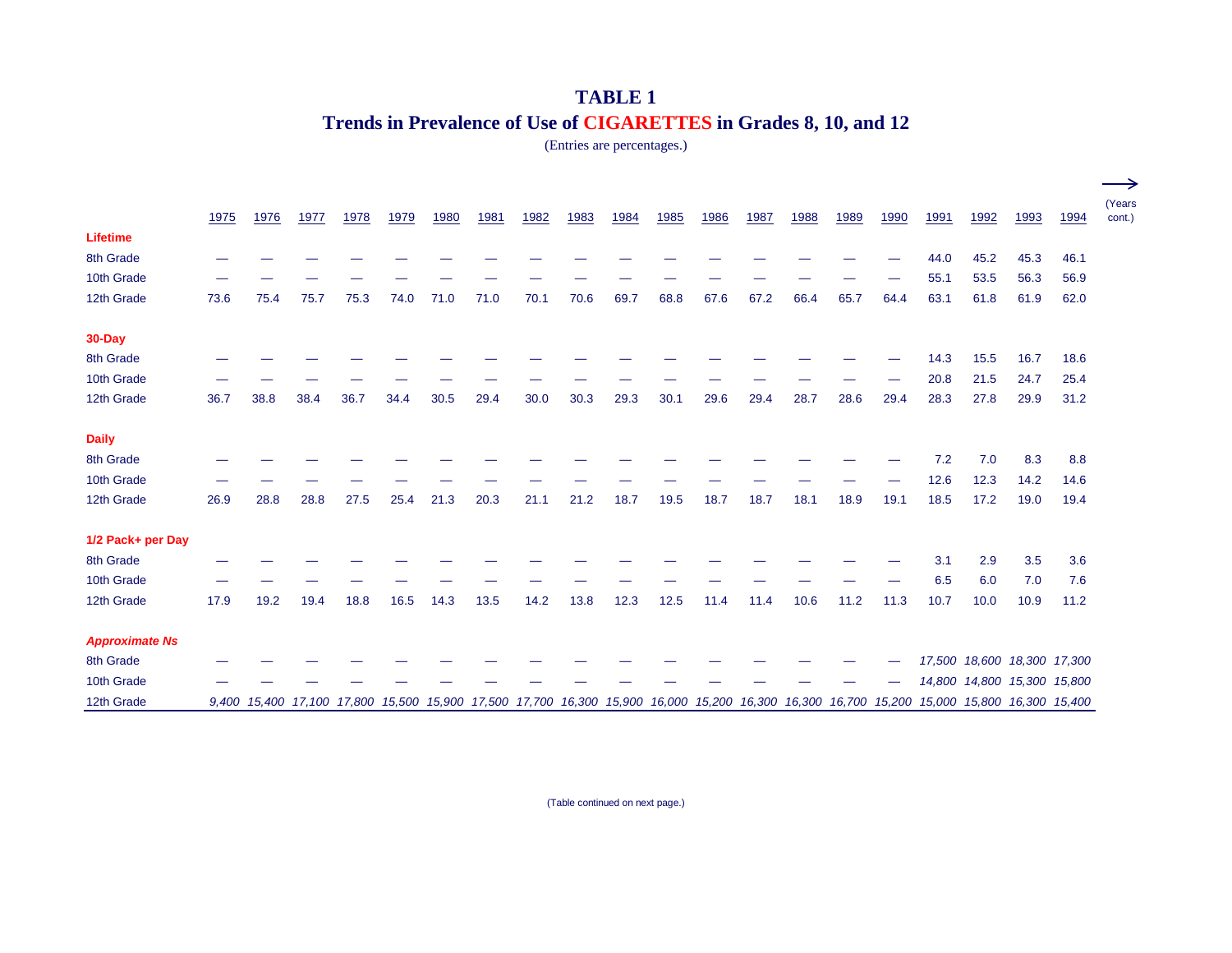# TABLE 1

## Trends in Prevalence of Use of CIGARETTES in Grades 8, 10, and 12

(Entries are percentages.)

| | 1975 | 1976 | 1977 | 1978 | 1979 | 1980 | 1981 | 1982 | 1983 | 1984 | 1985 | 1986 | 1987 | 1988 | 1989 | 1990 | 1991 | 1992 | 1993 | 1994 |
|---|---|---|---|---|---|---|---|---|---|---|---|---|---|---|---|---|---|---|---|---|
| **Lifetime** | | | | | | | | | | | | | | | | | | | | |
| 8th Grade | — | — | — | — | — | — | — | — | — | — | — | — | — | — | — | — | 44.0 | 45.2 | 45.3 | 46.1 |
| 10th Grade | — | — | — | — | — | — | — | — | — | — | — | — | — | — | — | — | 55.1 | 53.5 | 56.3 | 56.9 |
| 12th Grade | 73.6 | 75.4 | 75.7 | 75.3 | 74.0 | 71.0 | 71.0 | 70.1 | 70.6 | 69.7 | 68.8 | 67.6 | 67.2 | 66.4 | 65.7 | 64.4 | 63.1 | 61.8 | 61.9 | 62.0 |
| **30-Day** | | | | | | | | | | | | | | | | | | | | |
| 8th Grade | — | — | — | — | — | — | — | — | — | — | — | — | — | — | — | — | 14.3 | 15.5 | 16.7 | 18.6 |
| 10th Grade | — | — | — | — | — | — | — | — | — | — | — | — | — | — | — | — | 20.8 | 21.5 | 24.7 | 25.4 |
| 12th Grade | 36.7 | 38.8 | 38.4 | 36.7 | 34.4 | 30.5 | 29.4 | 30.0 | 30.3 | 29.3 | 30.1 | 29.6 | 29.4 | 28.7 | 28.6 | 29.4 | 28.3 | 27.8 | 29.9 | 31.2 |
| **Daily** | | | | | | | | | | | | | | | | | | | | |
| 8th Grade | — | — | — | — | — | — | — | — | — | — | — | — | — | — | — | — | 7.2 | 7.0 | 8.3 | 8.8 |
| 10th Grade | — | — | — | — | — | — | — | — | — | — | — | — | — | — | — | — | 12.6 | 12.3 | 14.2 | 14.6 |
| 12th Grade | 26.9 | 28.8 | 28.8 | 27.5 | 25.4 | 21.3 | 20.3 | 21.1 | 21.2 | 18.7 | 19.5 | 18.7 | 18.7 | 18.1 | 18.9 | 19.1 | 18.5 | 17.2 | 19.0 | 19.4 |
| **1/2 Pack+ per Day** | | | | | | | | | | | | | | | | | | | | |
| 8th Grade | — | — | — | — | — | — | — | — | — | — | — | — | — | — | — | — | 3.1 | 2.9 | 3.5 | 3.6 |
| 10th Grade | — | — | — | — | — | — | — | — | — | — | — | — | — | — | — | — | 6.5 | 6.0 | 7.0 | 7.6 |
| 12th Grade | 17.9 | 19.2 | 19.4 | 18.8 | 16.5 | 14.3 | 13.5 | 14.2 | 13.8 | 12.3 | 12.5 | 11.4 | 11.4 | 10.6 | 11.2 | 11.3 | 10.7 | 10.0 | 10.9 | 11.2 |
| ***Approximate Ns*** | | | | | | | | | | | | | | | | | | | | |
| 8th Grade | — | — | — | — | — | — | — | — | — | — | — | — | — | — | — | — | *17,500* | *18,600* | *18,300* | *17,300* |
| 10th Grade | — | — | — | — | — | — | — | — | — | — | — | — | — | — | — | — | *14,800* | *14,800* | *15,300* | *15,800* |
| 12th Grade | *9,400* | *15,400* | *17,100* | *17,800* | *15,500* | *15,900* | *17,500* | *17,700* | *16,300* | *15,900* | *16,000* | *15,200* | *16,300* | *16,300* | *16,700* | *15,200* | *15,000* | *15,800* | *16,300* | *15,400* |

(Years cont.)

(Table continued on next page.)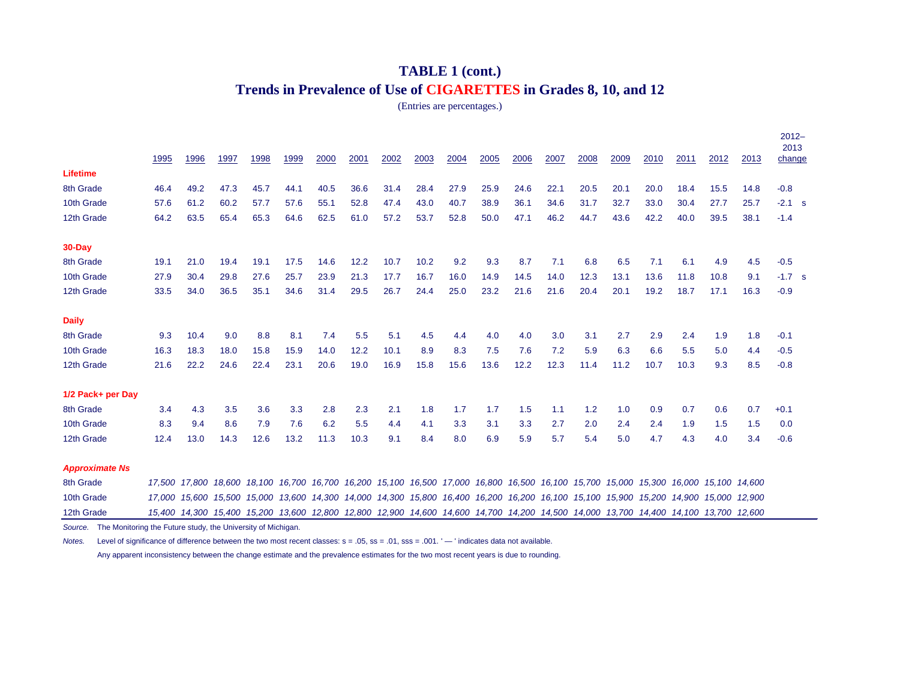# TABLE 1 (cont.)

## Trends in Prevalence of Use of CIGARETTES in Grades 8, 10, and 12

(Entries are percentages.)

| | 1995 | 1996 | 1997 | 1998 | 1999 | 2000 | 2001 | 2002 | 2003 | 2004 | 2005 | 2006 | 2007 | 2008 | 2009 | 2010 | 2011 | 2012 | 2013 | 2012–2013 change |
|---|---|---|---|---|---|---|---|---|---|---|---|---|---|---|---|---|---|---|---|---|
| **Lifetime** | | | | | | | | | | | | | | | | | | | | |
| 8th Grade | 46.4 | 49.2 | 47.3 | 45.7 | 44.1 | 40.5 | 36.6 | 31.4 | 28.4 | 27.9 | 25.9 | 24.6 | 22.1 | 20.5 | 20.1 | 20.0 | 18.4 | 15.5 | 14.8 | -0.8 |
| 10th Grade | 57.6 | 61.2 | 60.2 | 57.7 | 57.6 | 55.1 | 52.8 | 47.4 | 43.0 | 40.7 | 38.9 | 36.1 | 34.6 | 31.7 | 32.7 | 33.0 | 30.4 | 27.7 | 25.7 | -2.1 s |
| 12th Grade | 64.2 | 63.5 | 65.4 | 65.3 | 64.6 | 62.5 | 61.0 | 57.2 | 53.7 | 52.8 | 50.0 | 47.1 | 46.2 | 44.7 | 43.6 | 42.2 | 40.0 | 39.5 | 38.1 | -1.4 |
| **30-Day** | | | | | | | | | | | | | | | | | | | | |
| 8th Grade | 19.1 | 21.0 | 19.4 | 19.1 | 17.5 | 14.6 | 12.2 | 10.7 | 10.2 | 9.2 | 9.3 | 8.7 | 7.1 | 6.8 | 6.5 | 7.1 | 6.1 | 4.9 | 4.5 | -0.5 |
| 10th Grade | 27.9 | 30.4 | 29.8 | 27.6 | 25.7 | 23.9 | 21.3 | 17.7 | 16.7 | 16.0 | 14.9 | 14.5 | 14.0 | 12.3 | 13.1 | 13.6 | 11.8 | 10.8 | 9.1 | -1.7 s |
| 12th Grade | 33.5 | 34.0 | 36.5 | 35.1 | 34.6 | 31.4 | 29.5 | 26.7 | 24.4 | 25.0 | 23.2 | 21.6 | 21.6 | 20.4 | 20.1 | 19.2 | 18.7 | 17.1 | 16.3 | -0.9 |
| **Daily** | | | | | | | | | | | | | | | | | | | | |
| 8th Grade | 9.3 | 10.4 | 9.0 | 8.8 | 8.1 | 7.4 | 5.5 | 5.1 | 4.5 | 4.4 | 4.0 | 4.0 | 3.0 | 3.1 | 2.7 | 2.9 | 2.4 | 1.9 | 1.8 | -0.1 |
| 10th Grade | 16.3 | 18.3 | 18.0 | 15.8 | 15.9 | 14.0 | 12.2 | 10.1 | 8.9 | 8.3 | 7.5 | 7.6 | 7.2 | 5.9 | 6.3 | 6.6 | 5.5 | 5.0 | 4.4 | -0.5 |
| 12th Grade | 21.6 | 22.2 | 24.6 | 22.4 | 23.1 | 20.6 | 19.0 | 16.9 | 15.8 | 15.6 | 13.6 | 12.2 | 12.3 | 11.4 | 11.2 | 10.7 | 10.3 | 9.3 | 8.5 | -0.8 |
| **1/2 Pack+ per Day** | | | | | | | | | | | | | | | | | | | | |
| 8th Grade | 3.4 | 4.3 | 3.5 | 3.6 | 3.3 | 2.8 | 2.3 | 2.1 | 1.8 | 1.7 | 1.7 | 1.5 | 1.1 | 1.2 | 1.0 | 0.9 | 0.7 | 0.6 | 0.7 | +0.1 |
| 10th Grade | 8.3 | 9.4 | 8.6 | 7.9 | 7.6 | 6.2 | 5.5 | 4.4 | 4.1 | 3.3 | 3.1 | 3.3 | 2.7 | 2.0 | 2.4 | 2.4 | 1.9 | 1.5 | 1.5 | 0.0 |
| 12th Grade | 12.4 | 13.0 | 14.3 | 12.6 | 13.2 | 11.3 | 10.3 | 9.1 | 8.4 | 8.0 | 6.9 | 5.9 | 5.7 | 5.4 | 5.0 | 4.7 | 4.3 | 4.0 | 3.4 | -0.6 |
| ***Approximate Ns*** | | | | | | | | | | | | | | | | | | | | |
| 8th Grade | *17,500* | *17,800* | *18,600* | *18,100* | *16,700* | *16,700* | *16,200* | *15,100* | *16,500* | *17,000* | *16,800* | *16,500* | *16,100* | *15,700* | *15,000* | *15,300* | *16,000* | *15,100* | *14,600* | |
| 10th Grade | *17,000* | *15,600* | *15,500* | *15,000* | *13,600* | *14,300* | *14,000* | *14,300* | *15,800* | *16,400* | *16,200* | *16,200* | *16,100* | *15,100* | *15,900* | *15,200* | *14,900* | *15,000* | *12,900* | |
| 12th Grade | *15,400* | *14,300* | *15,400* | *15,200* | *13,600* | *12,800* | *12,800* | *12,900* | *14,600* | *14,600* | *14,700* | *14,200* | *14,500* | *14,000* | *13,700* | *14,400* | *14,100* | *13,700* | *12,600* | |

*Source.* The Monitoring the Future study, the University of Michigan.

*Notes.* Level of significance of difference between the two most recent classes: s = .05, ss = .01, sss = .001. ' — ' indicates data not available.

Any apparent inconsistency between the change estimate and the prevalence estimates for the two most recent years is due to rounding.